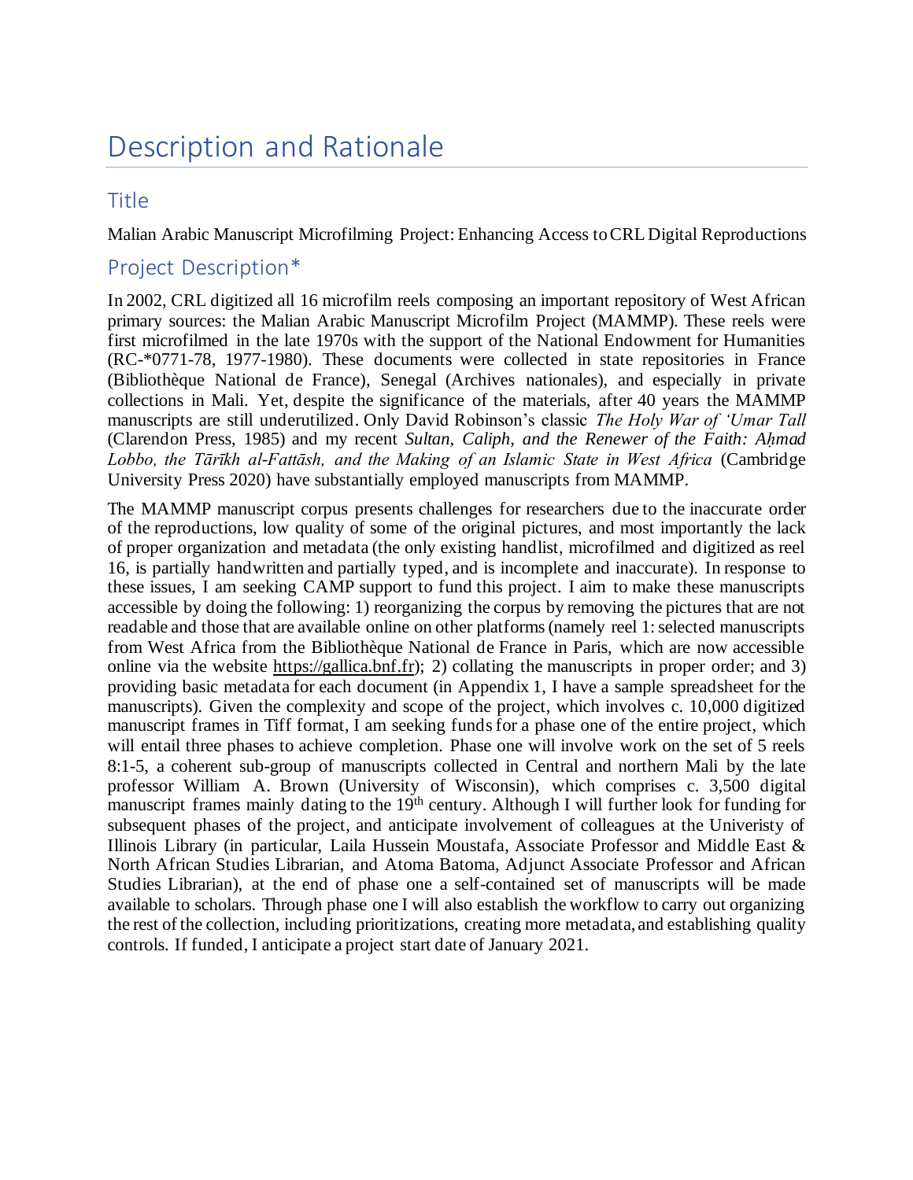# Description and Rationale

## Title

Malian Arabic Manuscript Microfilming Project: Enhancing Access to CRL Digital Reproductions

## Project Description*

In 2002, CRL digitized all 16 microfilm reels composing an important repository of West African primary sources: the Malian Arabic Manuscript Microfilm Project (MAMMP). These reels were first microfilmed in the late 1970s with the support of the National Endowment for Humanities (RC-*0771-78, 1977-1980). These documents were collected in state repositories in France (Bibliothèque National de France), Senegal (Archives nationales), and especially in private collections in Mali. Yet, despite the significance of the materials, after 40 years the MAMMP manuscripts are still underutilized. Only David Robinson's classic *The Holy War of ʿUmar Tall* (Clarendon Press, 1985) and my recent *Sultan, Caliph, and the Renewer of the Faith: Aḥmad Lobbo, the Tārīkh al-Fattāsh, and the Making of an Islamic State in West Africa* (Cambridge University Press 2020) have substantially employed manuscripts from MAMMP.

The MAMMP manuscript corpus presents challenges for researchers due to the inaccurate order of the reproductions, low quality of some of the original pictures, and most importantly the lack of proper organization and metadata (the only existing handlist, microfilmed and digitized as reel 16, is partially handwritten and partially typed, and is incomplete and inaccurate). In response to these issues, I am seeking CAMP support to fund this project. I aim to make these manuscripts accessible by doing the following: 1) reorganizing the corpus by removing the pictures that are not readable and those that are available online on other platforms (namely reel 1: selected manuscripts from West Africa from the Bibliothèque National de France in Paris, which are now accessible online via the website https://gallica.bnf.fr); 2) collating the manuscripts in proper order; and 3) providing basic metadata for each document (in Appendix 1, I have a sample spreadsheet for the manuscripts). Given the complexity and scope of the project, which involves c. 10,000 digitized manuscript frames in Tiff format, I am seeking funds for a phase one of the entire project, which will entail three phases to achieve completion. Phase one will involve work on the set of 5 reels 8:1-5, a coherent sub-group of manuscripts collected in Central and northern Mali by the late professor William A. Brown (University of Wisconsin), which comprises c. 3,500 digital manuscript frames mainly dating to the 19th century. Although I will further look for funding for subsequent phases of the project, and anticipate involvement of colleagues at the Univeristy of Illinois Library (in particular, Laila Hussein Moustafa, Associate Professor and Middle East & North African Studies Librarian, and Atoma Batoma, Adjunct Associate Professor and African Studies Librarian), at the end of phase one a self-contained set of manuscripts will be made available to scholars. Through phase one I will also establish the workflow to carry out organizing the rest of the collection, including prioritizations, creating more metadata, and establishing quality controls. If funded, I anticipate a project start date of January 2021.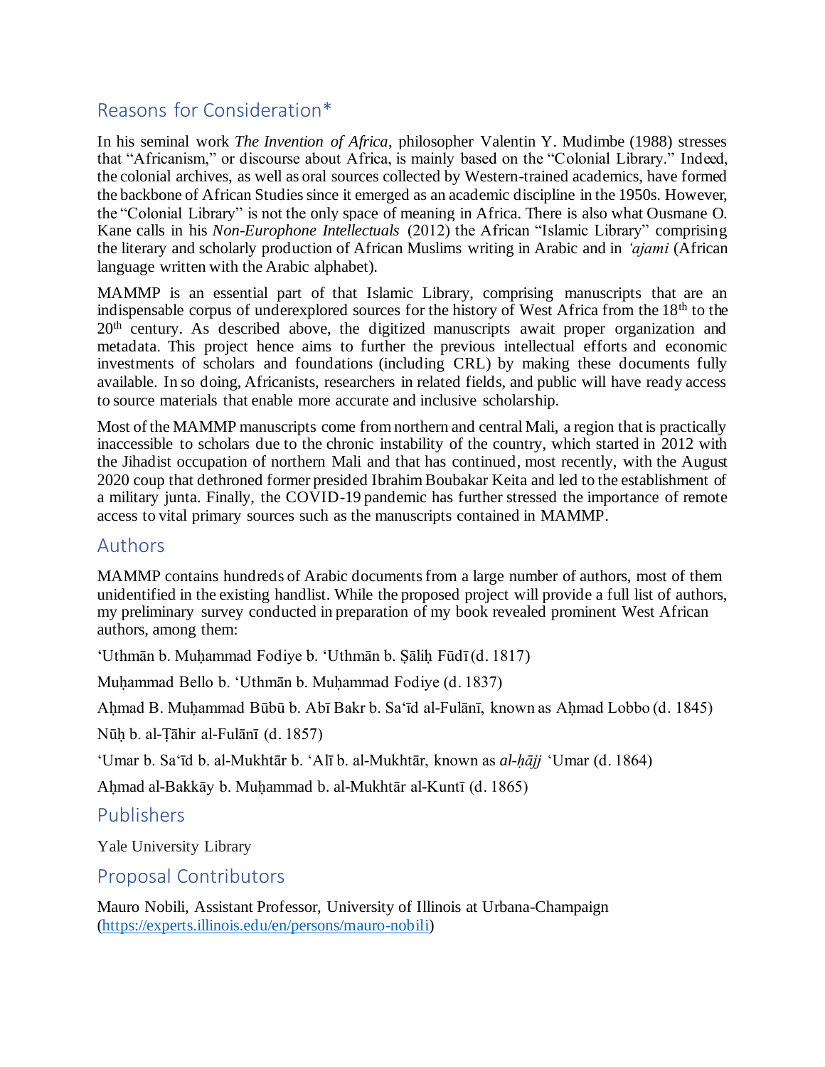## Reasons for Consideration*

In his seminal work *The Invention of Africa*, philosopher Valentin Y. Mudimbe (1988) stresses that "Africanism," or discourse about Africa, is mainly based on the "Colonial Library." Indeed, the colonial archives, as well as oral sources collected by Western-trained academics, have formed the backbone of African Studies since it emerged as an academic discipline in the 1950s. However, the "Colonial Library" is not the only space of meaning in Africa. There is also what Ousmane O. Kane calls in his *Non-Europhone Intellectuals* (2012) the African "Islamic Library" comprising the literary and scholarly production of African Muslims writing in Arabic and in *'ajami* (African language written with the Arabic alphabet).

MAMMP is an essential part of that Islamic Library, comprising manuscripts that are an indispensable corpus of underexplored sources for the history of West Africa from the 18th to the 20th century. As described above, the digitized manuscripts await proper organization and metadata. This project hence aims to further the previous intellectual efforts and economic investments of scholars and foundations (including CRL) by making these documents fully available. In so doing, Africanists, researchers in related fields, and public will have ready access to source materials that enable more accurate and inclusive scholarship.

Most of the MAMMP manuscripts come from northern and central Mali, a region that is practically inaccessible to scholars due to the chronic instability of the country, which started in 2012 with the Jihadist occupation of northern Mali and that has continued, most recently, with the August 2020 coup that dethroned former presided Ibrahim Boubakar Keita and led to the establishment of a military junta. Finally, the COVID-19 pandemic has further stressed the importance of remote access to vital primary sources such as the manuscripts contained in MAMMP.

## Authors

MAMMP contains hundreds of Arabic documents from a large number of authors, most of them unidentified in the existing handlist. While the proposed project will provide a full list of authors, my preliminary survey conducted in preparation of my book revealed prominent West African authors, among them:

'Uthmān b. Muḥammad Fodiye b. 'Uthmān b. Ṣāliḥ Fūdī (d. 1817)

Muḥammad Bello b. 'Uthmān b. Muḥammad Fodiye (d. 1837)

Aḥmad B. Muḥammad Būbū b. Abī Bakr b. Sa'īd al-Fulānī, known as Aḥmad Lobbo (d. 1845)

Nūḥ b. al-Ṭāhir al-Fulānī (d. 1857)

'Umar b. Sa'īd b. al-Mukhtār b. 'Alī b. al-Mukhtār, known as *al-ḥājj* 'Umar (d. 1864)

Aḥmad al-Bakkāy b. Muḥammad b. al-Mukhtār al-Kuntī (d. 1865)

## Publishers

Yale University Library

## Proposal Contributors

Mauro Nobili, Assistant Professor, University of Illinois at Urbana-Champaign (https://experts.illinois.edu/en/persons/mauro-nobili)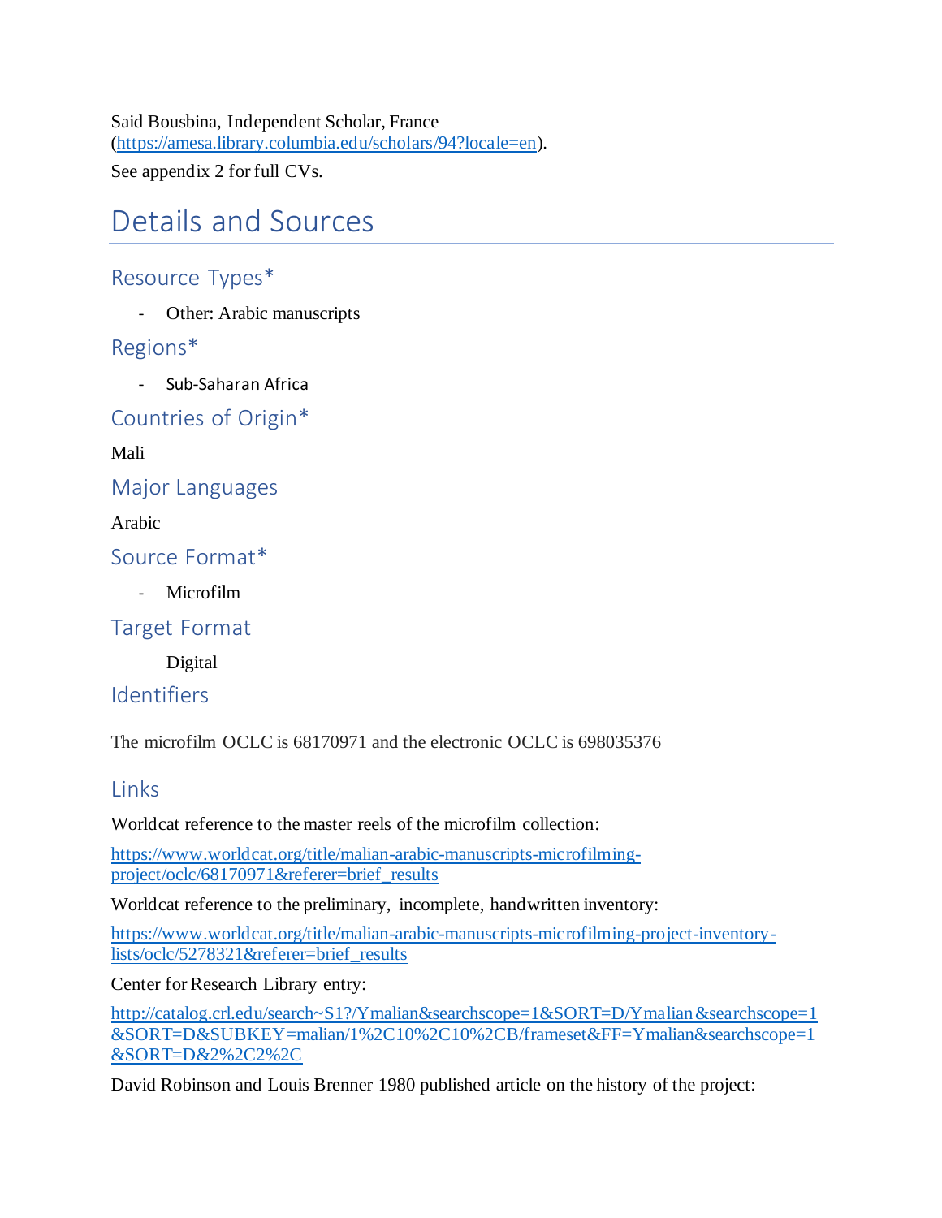Said Bousbina, Independent Scholar, France (https://amesa.library.columbia.edu/scholars/94?locale=en).

See appendix 2 for full CVs.

# Details and Sources

## Resource Types*

- Other: Arabic manuscripts

## Regions*

- Sub-Saharan Africa

## Countries of Origin*

Mali

## Major Languages

Arabic

## Source Format*

- Microfilm

## Target Format

Digital

## Identifiers

The microfilm OCLC is 68170971 and the electronic OCLC is 698035376

## Links

Worldcat reference to the master reels of the microfilm collection:

https://www.worldcat.org/title/malian-arabic-manuscripts-microfilming-project/oclc/68170971&referer=brief_results

Worldcat reference to the preliminary, incomplete, handwritten inventory:

https://www.worldcat.org/title/malian-arabic-manuscripts-microfilming-project-inventory-lists/oclc/5278321&referer=brief_results

Center for Research Library entry:

http://catalog.crl.edu/search~S1?/Ymalian&searchscope=1&SORT=D/Ymalian&searchscope=1&SORT=D&SUBKEY=malian/1%2C10%2C10%2CB/frameset&FF=Ymalian&searchscope=1&SORT=D&2%2C2%2C

David Robinson and Louis Brenner 1980 published article on the history of the project: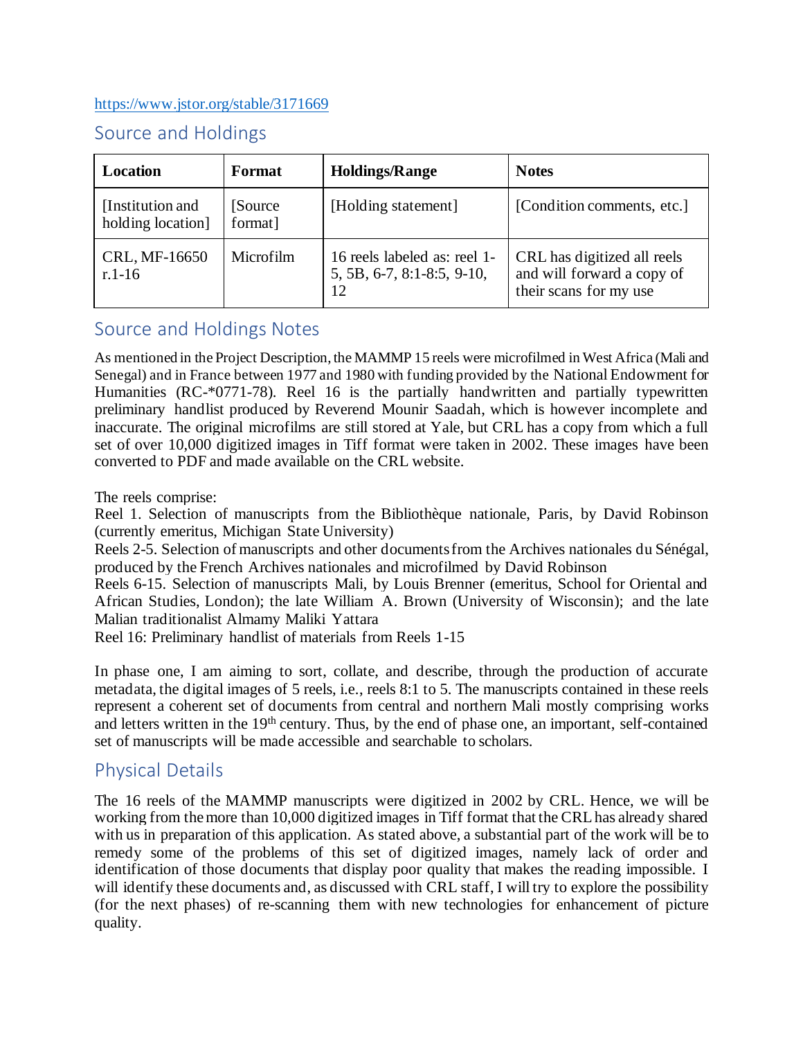https://www.jstor.org/stable/3171669

## Source and Holdings

| Location | Format | Holdings/Range | Notes |
| --- | --- | --- | --- |
| [Institution and holding location] | [Source format] | [Holding statement] | [Condition comments, etc.] |
| CRL, MF-16650 r.1-16 | Microfilm | 16 reels labeled as: reel 1-5, 5B, 6-7, 8:1-8:5, 9-10, 12 | CRL has digitized all reels and will forward a copy of their scans for my use |

## Source and Holdings Notes

As mentioned in the Project Description, the MAMMP 15 reels were microfilmed in West Africa (Mali and Senegal) and in France between 1977 and 1980 with funding provided by the National Endowment for Humanities (RC-*0771-78). Reel 16 is the partially handwritten and partially typewritten preliminary handlist produced by Reverend Mounir Saadah, which is however incomplete and inaccurate. The original microfilms are still stored at Yale, but CRL has a copy from which a full set of over 10,000 digitized images in Tiff format were taken in 2002. These images have been converted to PDF and made available on the CRL website.

The reels comprise:
Reel 1. Selection of manuscripts from the Bibliothèque nationale, Paris, by David Robinson (currently emeritus, Michigan State University)
Reels 2-5. Selection of manuscripts and other documents from the Archives nationales du Sénégal, produced by the French Archives nationales and microfilmed by David Robinson
Reels 6-15. Selection of manuscripts Mali, by Louis Brenner (emeritus, School for Oriental and African Studies, London); the late William A. Brown (University of Wisconsin); and the late Malian traditionalist Almamy Maliki Yattara
Reel 16: Preliminary handlist of materials from Reels 1-15

In phase one, I am aiming to sort, collate, and describe, through the production of accurate metadata, the digital images of 5 reels, i.e., reels 8:1 to 5. The manuscripts contained in these reels represent a coherent set of documents from central and northern Mali mostly comprising works and letters written in the 19th century. Thus, by the end of phase one, an important, self-contained set of manuscripts will be made accessible and searchable to scholars.

## Physical Details

The 16 reels of the MAMMP manuscripts were digitized in 2002 by CRL. Hence, we will be working from the more than 10,000 digitized images in Tiff format that the CRL has already shared with us in preparation of this application. As stated above, a substantial part of the work will be to remedy some of the problems of this set of digitized images, namely lack of order and identification of those documents that display poor quality that makes the reading impossible. I will identify these documents and, as discussed with CRL staff, I will try to explore the possibility (for the next phases) of re-scanning them with new technologies for enhancement of picture quality.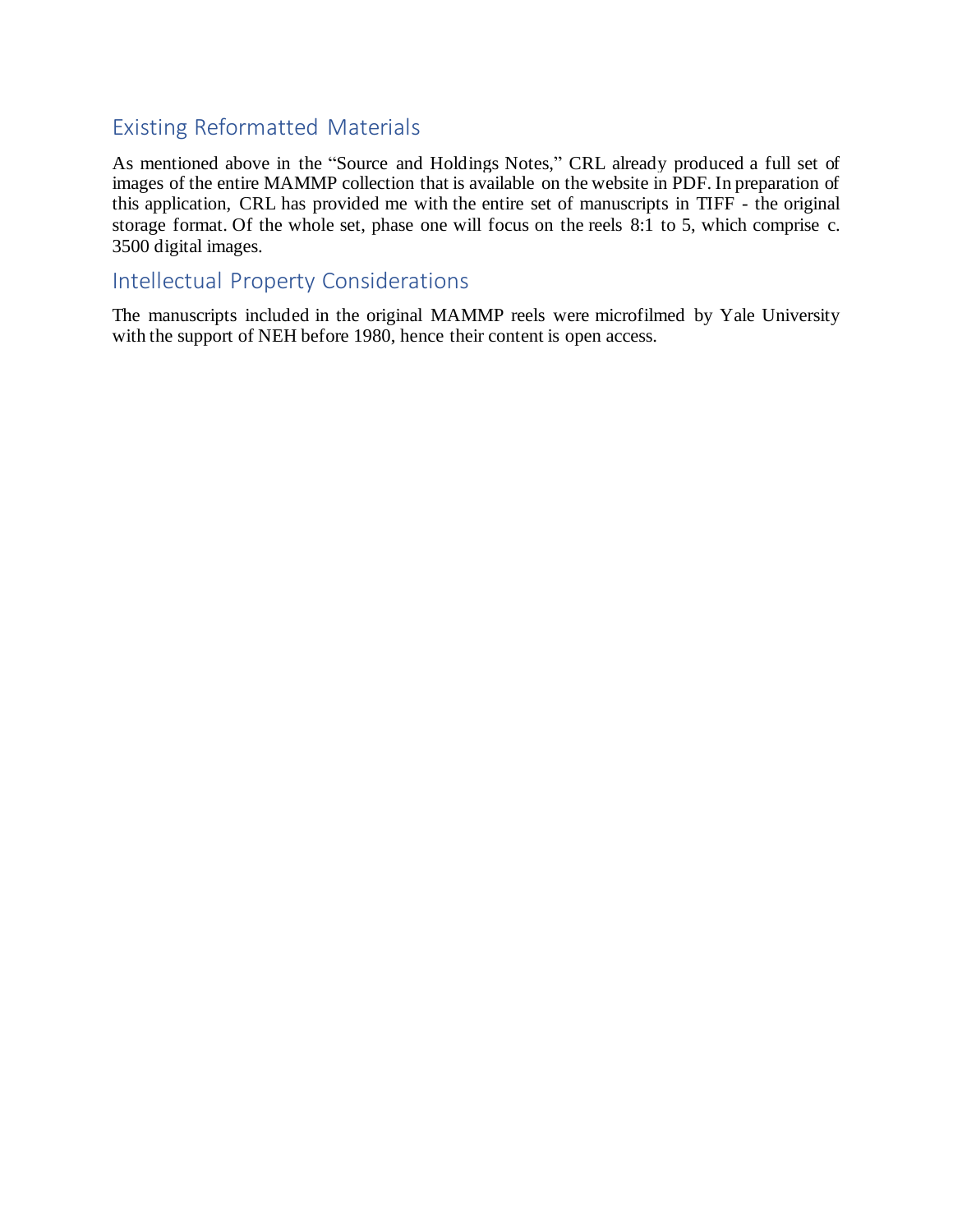## Existing Reformatted Materials

As mentioned above in the "Source and Holdings Notes," CRL already produced a full set of images of the entire MAMMP collection that is available on the website in PDF. In preparation of this application, CRL has provided me with the entire set of manuscripts in TIFF - the original storage format. Of the whole set, phase one will focus on the reels 8:1 to 5, which comprise c. 3500 digital images.

## Intellectual Property Considerations

The manuscripts included in the original MAMMP reels were microfilmed by Yale University with the support of NEH before 1980, hence their content is open access.